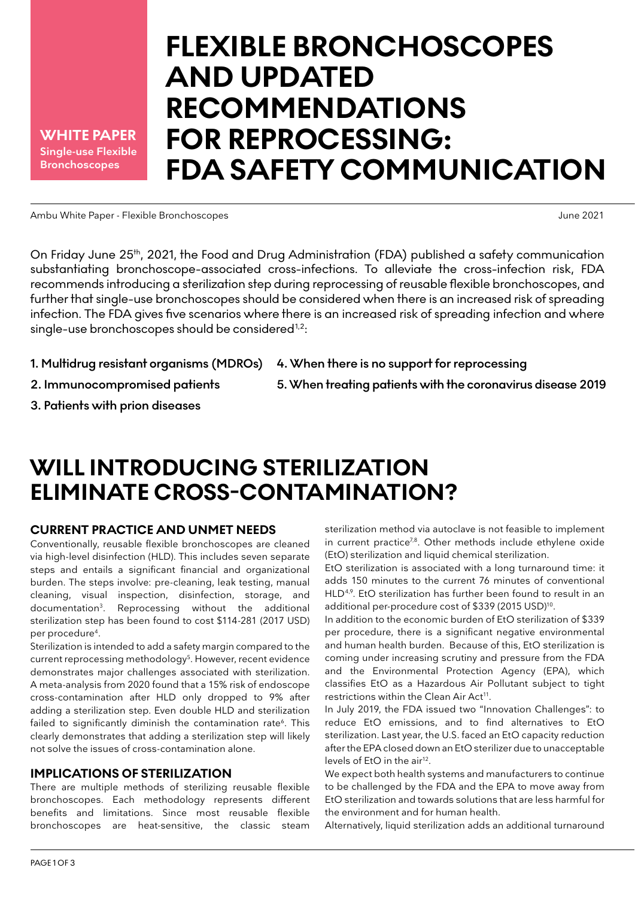**WHITE PAPER**
**Single-use Flexible Bronchoscopes**

# FLEXIBLE BRONCHOSCOPES AND UPDATED RECOMMENDATIONS FOR REPROCESSING: FDA SAFETY COMMUNICATION

Ambu White Paper - Flexible Bronchoscopes

June 2021

On Friday June 25th, 2021, the Food and Drug Administration (FDA) published a safety communication substantiating bronchoscope-associated cross-infections. To alleviate the cross-infection risk, FDA recommends introducing a sterilization step during reprocessing of reusable flexible bronchoscopes, and further that single-use bronchoscopes should be considered when there is an increased risk of spreading infection. The FDA gives five scenarios where there is an increased risk of spreading infection and where single-use bronchoscopes should be considered[1,2]:

1. **Multidrug resistant organisms (MDROs)**
2. **Immunocompromised patients**
3. **Patients with prion diseases**
4. **When there is no support for reprocessing**
5. **When treating patients with the coronavirus disease 2019**

## WILL INTRODUCING STERILIZATION ELIMINATE CROSS-CONTAMINATION?

### CURRENT PRACTICE AND UNMET NEEDS

Conventionally, reusable flexible bronchoscopes are cleaned via high-level disinfection (HLD). This includes seven separate steps and entails a significant financial and organizational burden. The steps involve: pre-cleaning, leak testing, manual cleaning, visual inspection, disinfection, storage, and documentation[3]. Reprocessing without the additional sterilization step has been found to cost $114-281 (2017 USD) per procedure[4].

Sterilization is intended to add a safety margin compared to the current reprocessing methodology[5]. However, recent evidence demonstrates major challenges associated with sterilization. A meta-analysis from 2020 found that a 15% risk of endoscope cross-contamination after HLD only dropped to 9% after adding a sterilization step. Even double HLD and sterilization failed to significantly diminish the contamination rate[6]. This clearly demonstrates that adding a sterilization step will likely not solve the issues of cross-contamination alone.

### IMPLICATIONS OF STERILIZATION

There are multiple methods of sterilizing reusable flexible bronchoscopes. Each methodology represents different benefits and limitations. Since most reusable flexible bronchoscopes are heat-sensitive, the classic steam sterilization method via autoclave is not feasible to implement in current practice[7,8]. Other methods include ethylene oxide (EtO) sterilization and liquid chemical sterilization.

EtO sterilization is associated with a long turnaround time: it adds 150 minutes to the current 76 minutes of conventional HLD[4,9]. EtO sterilization has further been found to result in an additional per-procedure cost of $339 (2015 USD)[10].

In addition to the economic burden of EtO sterilization of $339 per procedure, there is a significant negative environmental and human health burden. Because of this, EtO sterilization is coming under increasing scrutiny and pressure from the FDA and the Environmental Protection Agency (EPA), which classifies EtO as a Hazardous Air Pollutant subject to tight restrictions within the Clean Air Act[11].

In July 2019, the FDA issued two "Innovation Challenges": to reduce EtO emissions, and to find alternatives to EtO sterilization. Last year, the U.S. faced an EtO capacity reduction after the EPA closed down an EtO sterilizer due to unacceptable levels of EtO in the air[12].

We expect both health systems and manufacturers to continue to be challenged by the FDA and the EPA to move away from EtO sterilization and towards solutions that are less harmful for the environment and for human health.

Alternatively, liquid sterilization adds an additional turnaround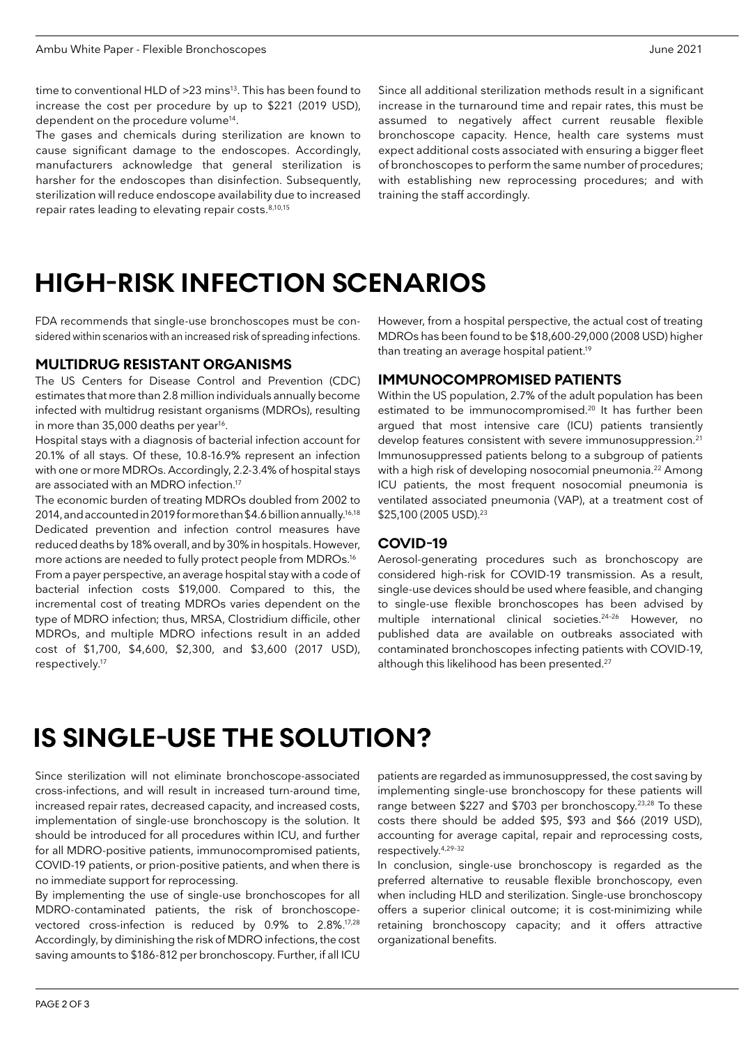time to conventional HLD of >23 mins[13]. This has been found to increase the cost per procedure by up to $221 (2019 USD), dependent on the procedure volume[14].

The gases and chemicals during sterilization are known to cause significant damage to the endoscopes. Accordingly, manufacturers acknowledge that general sterilization is harsher for the endoscopes than disinfection. Subsequently, sterilization will reduce endoscope availability due to increased repair rates leading to elevating repair costs.[8,10,15]

Since all additional sterilization methods result in a significant increase in the turnaround time and repair rates, this must be assumed to negatively affect current reusable flexible bronchoscope capacity. Hence, health care systems must expect additional costs associated with ensuring a bigger fleet of bronchoscopes to perform the same number of procedures; with establishing new reprocessing procedures; and with training the staff accordingly.

# HIGH-RISK INFECTION SCENARIOS

FDA recommends that single-use bronchoscopes must be considered within scenarios with an increased risk of spreading infections.

### MULTIDRUG RESISTANT ORGANISMS

The US Centers for Disease Control and Prevention (CDC) estimates that more than 2.8 million individuals annually become infected with multidrug resistant organisms (MDROs), resulting in more than 35,000 deaths per year[16].

Hospital stays with a diagnosis of bacterial infection account for 20.1% of all stays. Of these, 10.8-16.9% represent an infection with one or more MDROs. Accordingly, 2.2-3.4% of hospital stays are associated with an MDRO infection.[17]

The economic burden of treating MDROs doubled from 2002 to 2014, and accounted in 2019 for more than $4.6 billion annually.[16,18] Dedicated prevention and infection control measures have reduced deaths by 18% overall, and by 30% in hospitals. However, more actions are needed to fully protect people from MDROs.[16]

From a payer perspective, an average hospital stay with a code of bacterial infection costs $19,000. Compared to this, the incremental cost of treating MDROs varies dependent on the type of MDRO infection; thus, MRSA, Clostridium difficile, other MDROs, and multiple MDRO infections result in an added cost of $1,700, $4,600, $2,300, and $3,600 (2017 USD), respectively.[17]

However, from a hospital perspective, the actual cost of treating MDROs has been found to be $18,600-29,000 (2008 USD) higher than treating an average hospital patient.[19]

### IMMUNOCOMPROMISED PATIENTS

Within the US population, 2.7% of the adult population has been estimated to be immunocompromised.[20] It has further been argued that most intensive care (ICU) patients transiently develop features consistent with severe immunosuppression.[21] Immunosuppressed patients belong to a subgroup of patients with a high risk of developing nosocomial pneumonia.[22] Among ICU patients, the most frequent nosocomial pneumonia is ventilated associated pneumonia (VAP), at a treatment cost of $25,100 (2005 USD).[23]

### COVID-19

Aerosol-generating procedures such as bronchoscopy are considered high-risk for COVID-19 transmission. As a result, single-use devices should be used where feasible, and changing to single-use flexible bronchoscopes has been advised by multiple international clinical societies.[24-26] However, no published data are available on outbreaks associated with contaminated bronchoscopes infecting patients with COVID-19, although this likelihood has been presented.[27]

# IS SINGLE-USE THE SOLUTION?

Since sterilization will not eliminate bronchoscope-associated cross-infections, and will result in increased turn-around time, increased repair rates, decreased capacity, and increased costs, implementation of single-use bronchoscopy is the solution. It should be introduced for all procedures within ICU, and further for all MDRO-positive patients, immunocompromised patients, COVID-19 patients, or prion-positive patients, and when there is no immediate support for reprocessing.

By implementing the use of single-use bronchoscopes for all MDRO-contaminated patients, the risk of bronchoscope-vectored cross-infection is reduced by 0.9% to 2.8%.[17,28] Accordingly, by diminishing the risk of MDRO infections, the cost saving amounts to $186-812 per bronchoscopy. Further, if all ICU patients are regarded as immunosuppressed, the cost saving by implementing single-use bronchoscopy for these patients will range between $227 and $703 per bronchoscopy.[23,28] To these costs there should be added $95, $93 and $66 (2019 USD), accounting for average capital, repair and reprocessing costs, respectively.[4,29-32]

In conclusion, single-use bronchoscopy is regarded as the preferred alternative to reusable flexible bronchoscopy, even when including HLD and sterilization. Single-use bronchoscopy offers a superior clinical outcome; it is cost-minimizing while retaining bronchoscopy capacity; and it offers attractive organizational benefits.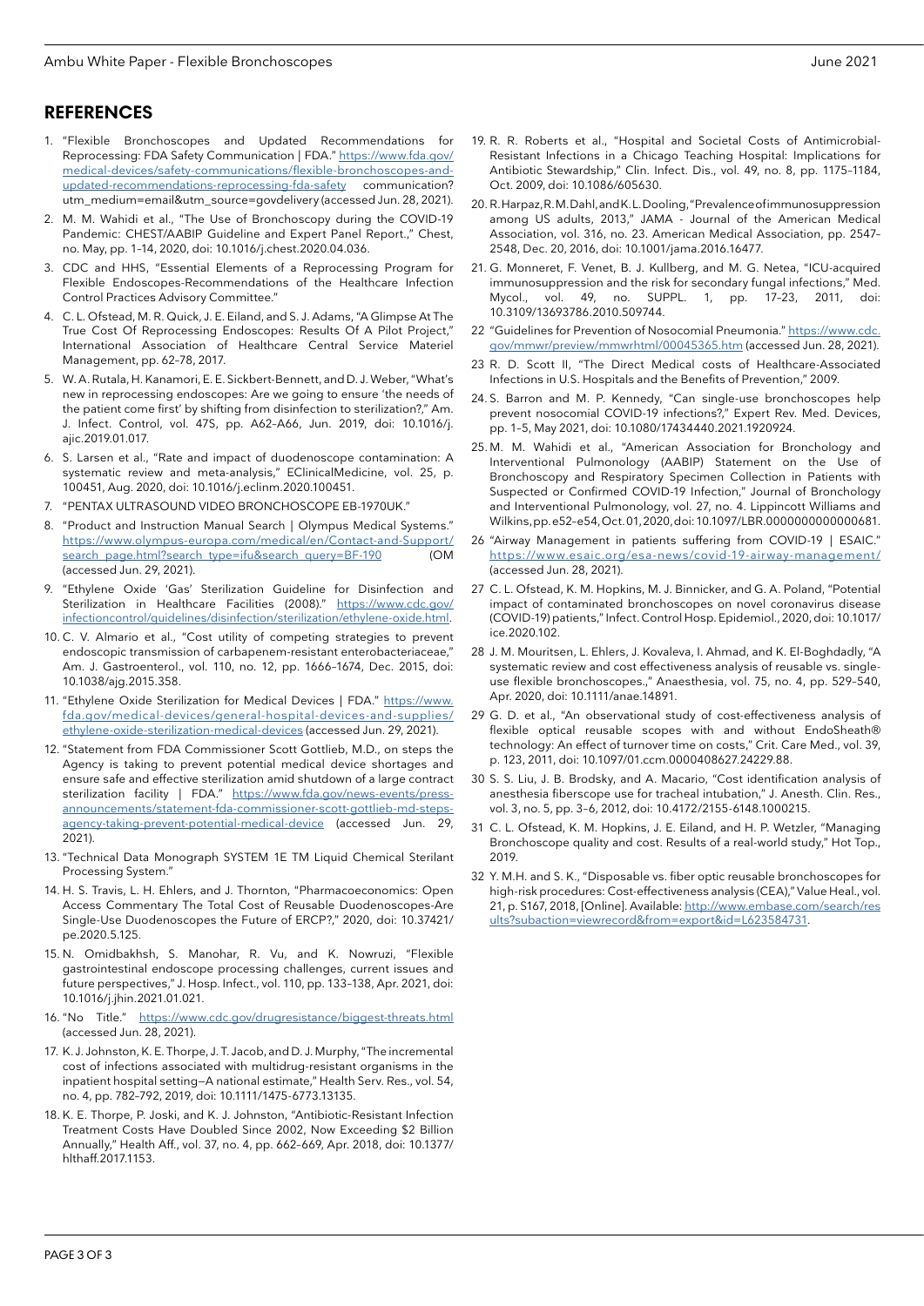## REFERENCES

1. "Flexible Bronchoscopes and Updated Recommendations for Reprocessing: FDA Safety Communication | FDA." https://www.fda.gov/medical-devices/safety-communications/flexible-bronchoscopes-and-updated-recommendations-reprocessing-fda-safety communication?utm_medium=email&utm_source=govdelivery (accessed Jun. 28, 2021).
2. M. M. Wahidi et al., "The Use of Bronchoscopy during the COVID-19 Pandemic: CHEST/AABIP Guideline and Expert Panel Report.," Chest, no. May, pp. 1–14, 2020, doi: 10.1016/j.chest.2020.04.036.
3. CDC and HHS, "Essential Elements of a Reprocessing Program for Flexible Endoscopes-Recommendations of the Healthcare Infection Control Practices Advisory Committee."
4. C. L. Ofstead, M. R. Quick, J. E. Eiland, and S. J. Adams, "A Glimpse At The True Cost Of Reprocessing Endoscopes: Results Of A Pilot Project," International Association of Healthcare Central Service Materiel Management, pp. 62–78, 2017.
5. W. A. Rutala, H. Kanamori, E. E. Sickbert-Bennett, and D. J. Weber, "What's new in reprocessing endoscopes: Are we going to ensure 'the needs of the patient come first' by shifting from disinfection to sterilization?," Am. J. Infect. Control, vol. 47S, pp. A62–A66, Jun. 2019, doi: 10.1016/j.ajic.2019.01.017.
6. S. Larsen et al., "Rate and impact of duodenoscope contamination: A systematic review and meta-analysis," EClinicalMedicine, vol. 25, p. 100451, Aug. 2020, doi: 10.1016/j.eclinm.2020.100451.
7. "PENTAX ULTRASOUND VIDEO BRONCHOSCOPE EB-1970UK."
8. "Product and Instruction Manual Search | Olympus Medical Systems." https://www.olympus-europa.com/medical/en/Contact-and-Support/search_page.html?search_type=ifu&search_query=BF-190 (OM (accessed Jun. 29, 2021).
9. "Ethylene Oxide 'Gas' Sterilization Guideline for Disinfection and Sterilization in Healthcare Facilities (2008)." https://www.cdc.gov/infectioncontrol/guidelines/disinfection/sterilization/ethylene-oxide.html.
10. C. V. Almario et al., "Cost utility of competing strategies to prevent endoscopic transmission of carbapenem-resistant enterobacteriaceae," Am. J. Gastroenterol., vol. 110, no. 12, pp. 1666–1674, Dec. 2015, doi: 10.1038/ajg.2015.358.
11. "Ethylene Oxide Sterilization for Medical Devices | FDA." https://www.fda.gov/medical-devices/general-hospital-devices-and-supplies/ethylene-oxide-sterilization-medical-devices (accessed Jun. 29, 2021).
12. "Statement from FDA Commissioner Scott Gottlieb, M.D., on steps the Agency is taking to prevent potential medical device shortages and ensure safe and effective sterilization amid shutdown of a large contract sterilization facility | FDA." https://www.fda.gov/news-events/press-announcements/statement-fda-commissioner-scott-gottlieb-md-steps-agency-taking-prevent-potential-medical-device (accessed Jun. 29, 2021).
13. "Technical Data Monograph SYSTEM 1E TM Liquid Chemical Sterilant Processing System."
14. H. S. Travis, L. H. Ehlers, and J. Thornton, "Pharmacoeconomics: Open Access Commentary The Total Cost of Reusable Duodenoscopes-Are Single-Use Duodenoscopes the Future of ERCP?," 2020, doi: 10.37421/pe.2020.5.125.
15. N. Omidbakhsh, S. Manohar, R. Vu, and K. Nowruzi, "Flexible gastrointestinal endoscope processing challenges, current issues and future perspectives," J. Hosp. Infect., vol. 110, pp. 133–138, Apr. 2021, doi: 10.1016/j.jhin.2021.01.021.
16. "No Title." https://www.cdc.gov/drugresistance/biggest-threats.html (accessed Jun. 28, 2021).
17. K. J. Johnston, K. E. Thorpe, J. T. Jacob, and D. J. Murphy, "The incremental cost of infections associated with multidrug-resistant organisms in the inpatient hospital setting—A national estimate," Health Serv. Res., vol. 54, no. 4, pp. 782–792, 2019, doi: 10.1111/1475-6773.13135.
18. K. E. Thorpe, P. Joski, and K. J. Johnston, "Antibiotic-Resistant Infection Treatment Costs Have Doubled Since 2002, Now Exceeding $2 Billion Annually," Health Aff., vol. 37, no. 4, pp. 662–669, Apr. 2018, doi: 10.1377/hlthaff.2017.1153.
19. R. R. Roberts et al., "Hospital and Societal Costs of Antimicrobial-Resistant Infections in a Chicago Teaching Hospital: Implications for Antibiotic Stewardship," Clin. Infect. Dis., vol. 49, no. 8, pp. 1175–1184, Oct. 2009, doi: 10.1086/605630.
20. R. Harpaz, R. M. Dahl, and K. L. Dooling, "Prevalence of immunosuppression among US adults, 2013," JAMA - Journal of the American Medical Association, vol. 316, no. 23. American Medical Association, pp. 2547–2548, Dec. 20, 2016, doi: 10.1001/jama.2016.16477.
21. G. Monneret, F. Venet, B. J. Kullberg, and M. G. Netea, "ICU-acquired immunosuppression and the risk for secondary fungal infections," Med. Mycol., vol. 49, no. SUPPL. 1, pp. 17–23, 2011, doi: 10.3109/13693786.2010.509744.
22. "Guidelines for Prevention of Nosocomial Pneumonia." https://www.cdc.gov/mmwr/preview/mmwrhtml/00045365.htm (accessed Jun. 28, 2021).
23. R. D. Scott II, "The Direct Medical costs of Healthcare-Associated Infections in U.S. Hospitals and the Benefits of Prevention," 2009.
24. S. Barron and M. P. Kennedy, "Can single-use bronchoscopes help prevent nosocomial COVID-19 infections?," Expert Rev. Med. Devices, pp. 1–5, May 2021, doi: 10.1080/17434440.2021.1920924.
25. M. M. Wahidi et al., "American Association for Bronchology and Interventional Pulmonology (AABIP) Statement on the Use of Bronchoscopy and Respiratory Specimen Collection in Patients with Suspected or Confirmed COVID-19 Infection," Journal of Bronchology and Interventional Pulmonology, vol. 27, no. 4. Lippincott Williams and Wilkins, pp. e52–e54, Oct. 01, 2020, doi: 10.1097/LBR.0000000000000681.
26. "Airway Management in patients suffering from COVID-19 | ESAIC." https://www.esaic.org/esa-news/covid-19-airway-management/ (accessed Jun. 28, 2021).
27. C. L. Ofstead, K. M. Hopkins, M. J. Binnicker, and G. A. Poland, "Potential impact of contaminated bronchoscopes on novel coronavirus disease (COVID-19) patients," Infect. Control Hosp. Epidemiol., 2020, doi: 10.1017/ice.2020.102.
28. J. M. Mouritsen, L. Ehlers, J. Kovaleva, I. Ahmad, and K. El-Boghdadly, "A systematic review and cost effectiveness analysis of reusable vs. single-use flexible bronchoscopes.," Anaesthesia, vol. 75, no. 4, pp. 529–540, Apr. 2020, doi: 10.1111/anae.14891.
29. G. D. et al., "An observational study of cost-effectiveness analysis of flexible optical reusable scopes with and without EndoSheath® technology: An effect of turnover time on costs," Crit. Care Med., vol. 39, p. 123, 2011, doi: 10.1097/01.ccm.0000408627.24229.88.
30. S. S. Liu, J. B. Brodsky, and A. Macario, "Cost identification analysis of anesthesia fiberscope use for tracheal intubation," J. Anesth. Clin. Res., vol. 3, no. 5, pp. 3–6, 2012, doi: 10.4172/2155-6148.1000215.
31. C. L. Ofstead, K. M. Hopkins, J. E. Eiland, and H. P. Wetzler, "Managing Bronchoscope quality and cost. Results of a real-world study," Hot Top., 2019.
32. Y. M.H. and S. K., "Disposable vs. fiber optic reusable bronchoscopes for high-risk procedures: Cost-effectiveness analysis (CEA)," Value Heal., vol. 21, p. S167, 2018, [Online]. Available: http://www.embase.com/search/results?subaction=viewrecord&from=export&id=L623584731.